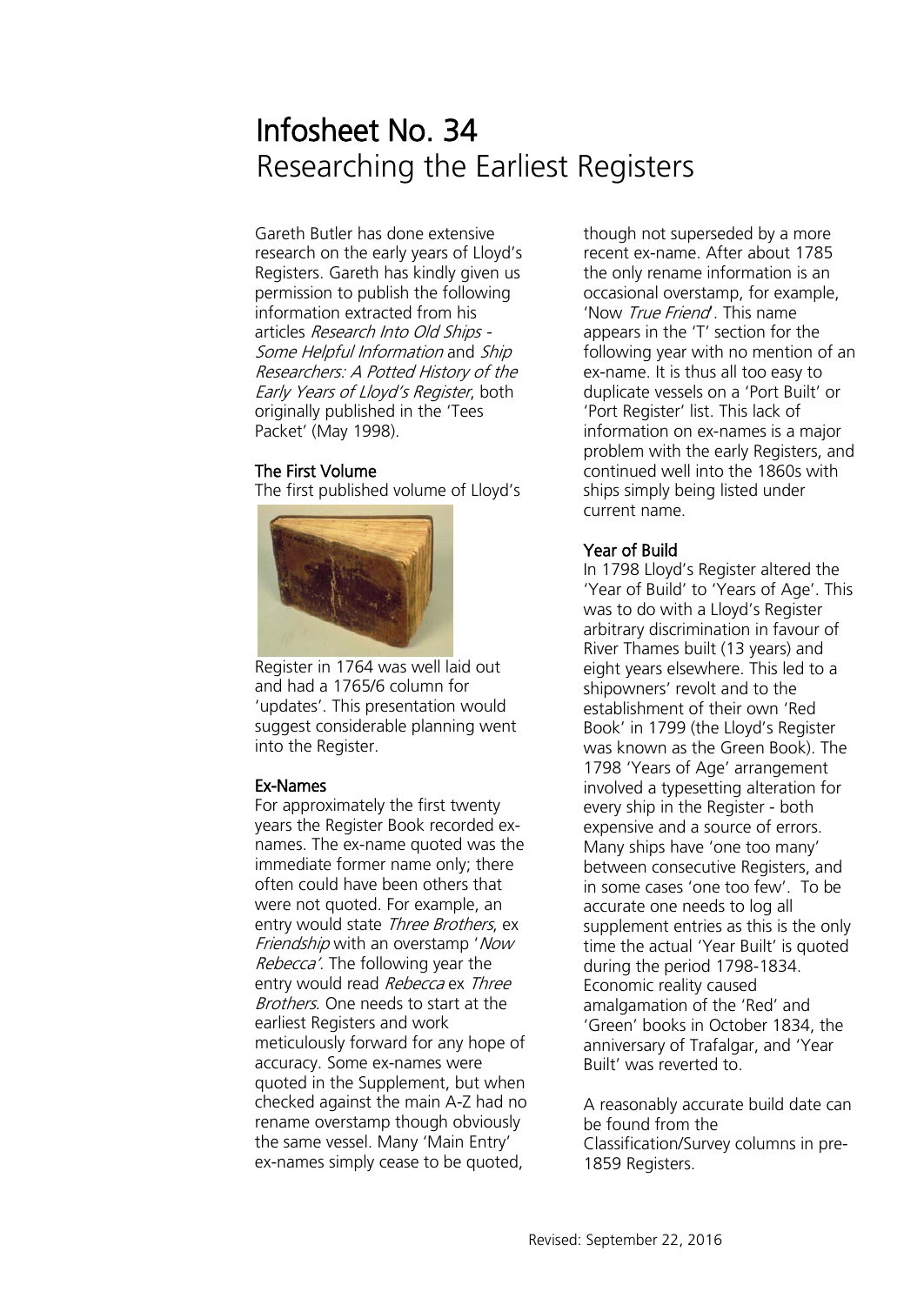# Infosheet No. 34

## Researching the Earliest Registers

Gareth Butler has done extensive research on the early years of Lloyd's Registers. Gareth has kindly given us permission to publish the following information extracted from his articles *Research Into Old Ships - Some Helpful Information* and *Ship Researchers: A Potted History of the Early Years of Lloyd's Register*, both originally published in the 'Tees Packet' (May 1998).

### The First Volume

The first published volume of Lloyd's Register in 1764 was well laid out and had a 1765/6 column for 'updates'. This presentation would suggest considerable planning went into the Register.

### Ex-Names

For approximately the first twenty years the Register Book recorded ex-names. The ex-name quoted was the immediate former name only; there often could have been others that were not quoted. For example, an entry would state *Three Brothers*, ex *Friendship* with an overstamp '*Now Rebecca*'. The following year the entry would read *Rebecca* ex *Three Brothers*. One needs to start at the earliest Registers and work meticulously forward for any hope of accuracy. Some ex-names were quoted in the Supplement, but when checked against the main A-Z had no rename overstamp though obviously the same vessel. Many 'Main Entry' ex-names simply cease to be quoted, though not superseded by a more recent ex-name. After about 1785 the only rename information is an occasional overstamp, for example, 'Now *True Friend*'. This name appears in the 'T' section for the following year with no mention of an ex-name. It is thus all too easy to duplicate vessels on a 'Port Built' or 'Port Register' list. This lack of information on ex-names is a major problem with the early Registers, and continued well into the 1860s with ships simply being listed under current name.

### Year of Build

In 1798 Lloyd's Register altered the 'Year of Build' to 'Years of Age'. This was to do with a Lloyd's Register arbitrary discrimination in favour of River Thames built (13 years) and eight years elsewhere. This led to a shipowners' revolt and to the establishment of their own 'Red Book' in 1799 (the Lloyd's Register was known as the Green Book). The 1798 'Years of Age' arrangement involved a typesetting alteration for every ship in the Register - both expensive and a source of errors. Many ships have 'one too many' between consecutive Registers, and in some cases 'one too few'. To be accurate one needs to log all supplement entries as this is the only time the actual 'Year Built' is quoted during the period 1798-1834. Economic reality caused amalgamation of the 'Red' and 'Green' books in October 1834, the anniversary of Trafalgar, and 'Year Built' was reverted to.

A reasonably accurate build date can be found from the Classification/Survey columns in pre-1859 Registers.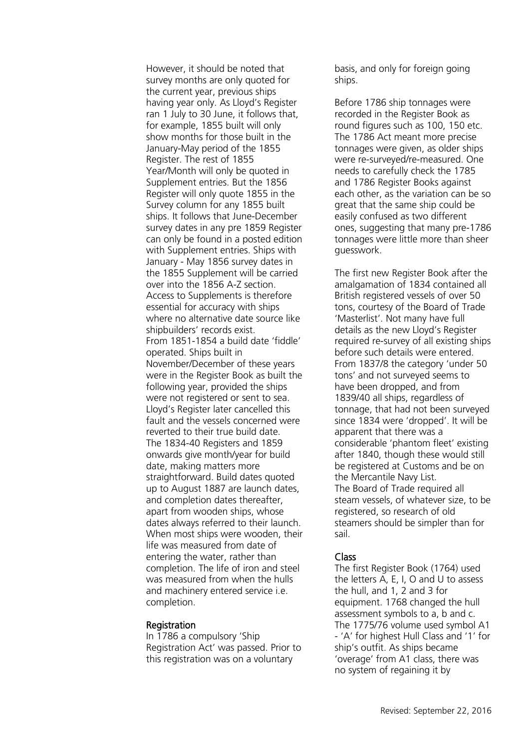However, it should be noted that survey months are only quoted for the current year, previous ships having year only. As Lloyd's Register ran 1 July to 30 June, it follows that, for example, 1855 built will only show months for those built in the January-May period of the 1855 Register. The rest of 1855 Year/Month will only be quoted in Supplement entries. But the 1856 Register will only quote 1855 in the Survey column for any 1855 built ships. It follows that June-December survey dates in any pre 1859 Register can only be found in a posted edition with Supplement entries. Ships with January - May 1856 survey dates in the 1855 Supplement will be carried over into the 1856 A-Z section. Access to Supplements is therefore essential for accuracy with ships where no alternative date source like shipbuilders' records exist.

From 1851-1854 a build date 'fiddle' operated. Ships built in November/December of these years were in the Register Book as built the following year, provided the ships were not registered or sent to sea. Lloyd's Register later cancelled this fault and the vessels concerned were reverted to their true build date.

The 1834-40 Registers and 1859 onwards give month/year for build date, making matters more straightforward. Build dates quoted up to August 1887 are launch dates, and completion dates thereafter, apart from wooden ships, whose dates always referred to their launch. When most ships were wooden, their life was measured from date of entering the water, rather than completion. The life of iron and steel was measured from when the hulls and machinery entered service i.e. completion.

## Registration

In 1786 a compulsory 'Ship Registration Act' was passed. Prior to this registration was on a voluntary basis, and only for foreign going ships.

Before 1786 ship tonnages were recorded in the Register Book as round figures such as 100, 150 etc. The 1786 Act meant more precise tonnages were given, as older ships were re-surveyed/re-measured. One needs to carefully check the 1785 and 1786 Register Books against each other, as the variation can be so great that the same ship could be easily confused as two different ones, suggesting that many pre-1786 tonnages were little more than sheer guesswork.

The first new Register Book after the amalgamation of 1834 contained all British registered vessels of over 50 tons, courtesy of the Board of Trade 'Masterlist'. Not many have full details as the new Lloyd's Register required re-survey of all existing ships before such details were entered. From 1837/8 the category 'under 50 tons' and not surveyed seems to have been dropped, and from 1839/40 all ships, regardless of tonnage, that had not been surveyed since 1834 were 'dropped'. It will be apparent that there was a considerable 'phantom fleet' existing after 1840, though these would still be registered at Customs and be on the Mercantile Navy List.

The Board of Trade required all steam vessels, of whatever size, to be registered, so research of old steamers should be simpler than for sail.

## Class

The first Register Book (1764) used the letters A, E, I, O and U to assess the hull, and 1, 2 and 3 for equipment. 1768 changed the hull assessment symbols to a, b and c. The 1775/76 volume used symbol A1 - 'A' for highest Hull Class and '1' for ship's outfit. As ships became 'overage' from A1 class, there was no system of regaining it by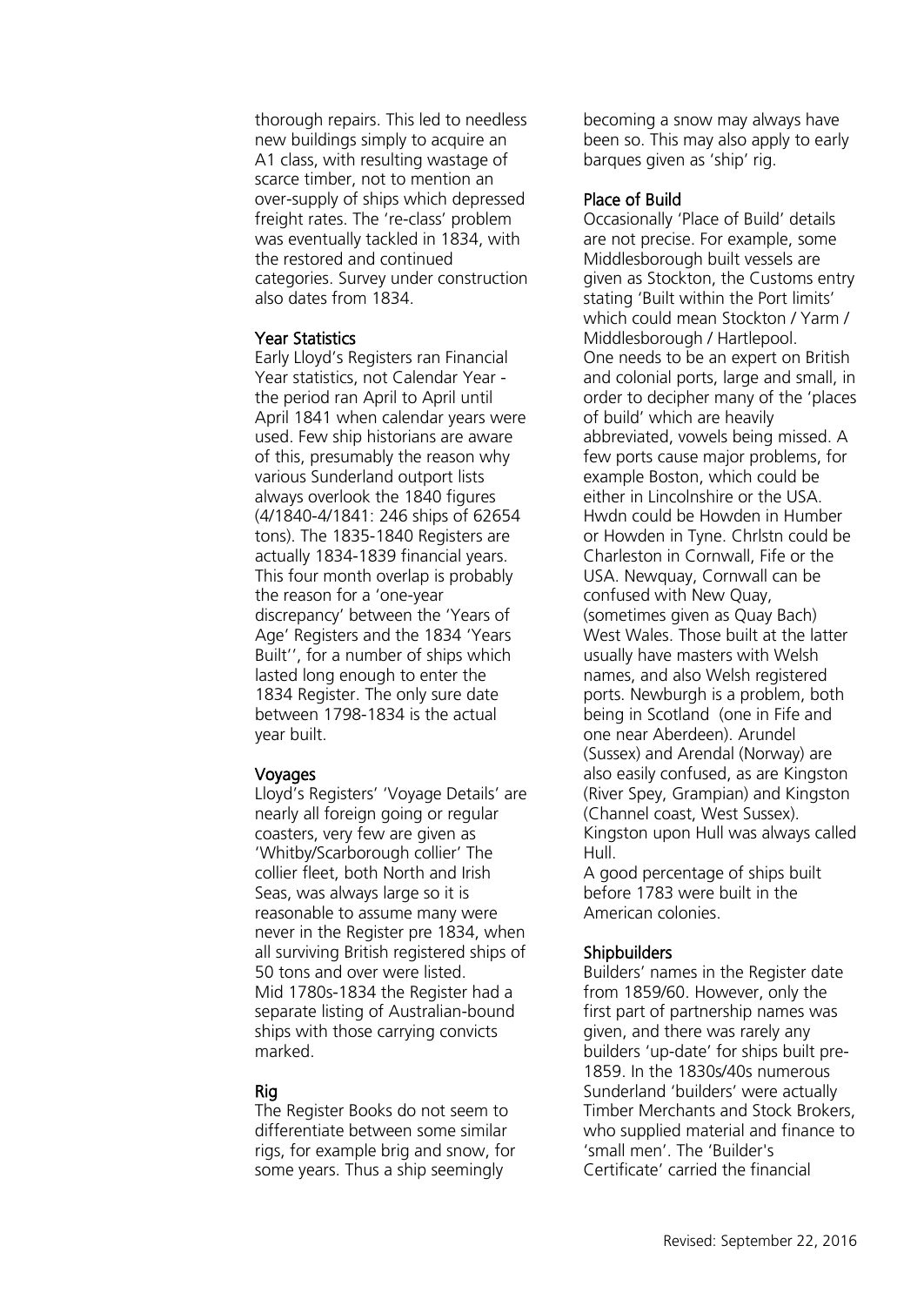thorough repairs. This led to needless new buildings simply to acquire an A1 class, with resulting wastage of scarce timber, not to mention an over-supply of ships which depressed freight rates. The 're-class' problem was eventually tackled in 1834, with the restored and continued categories. Survey under construction also dates from 1834.

### Year Statistics

Early Lloyd's Registers ran Financial Year statistics, not Calendar Year - the period ran April to April until April 1841 when calendar years were used. Few ship historians are aware of this, presumably the reason why various Sunderland outport lists always overlook the 1840 figures (4/1840-4/1841: 246 ships of 62654 tons). The 1835-1840 Registers are actually 1834-1839 financial years. This four month overlap is probably the reason for a 'one-year discrepancy' between the 'Years of Age' Registers and the 1834 'Years Built'', for a number of ships which lasted long enough to enter the 1834 Register. The only sure date between 1798-1834 is the actual year built.

### Voyages

Lloyd's Registers' 'Voyage Details' are nearly all foreign going or regular coasters, very few are given as 'Whitby/Scarborough collier' The collier fleet, both North and Irish Seas, was always large so it is reasonable to assume many were never in the Register pre 1834, when all surviving British registered ships of 50 tons and over were listed.
Mid 1780s-1834 the Register had a separate listing of Australian-bound ships with those carrying convicts marked.

### Rig

The Register Books do not seem to differentiate between some similar rigs, for example brig and snow, for some years. Thus a ship seemingly becoming a snow may always have been so. This may also apply to early barques given as 'ship' rig.

### Place of Build

Occasionally 'Place of Build' details are not precise. For example, some Middlesborough built vessels are given as Stockton, the Customs entry stating 'Built within the Port limits' which could mean Stockton / Yarm / Middlesborough / Hartlepool.
One needs to be an expert on British and colonial ports, large and small, in order to decipher many of the 'places of build' which are heavily abbreviated, vowels being missed. A few ports cause major problems, for example Boston, which could be either in Lincolnshire or the USA. Hwdn could be Howden in Humber or Howden in Tyne. Chrlstn could be Charleston in Cornwall, Fife or the USA. Newquay, Cornwall can be confused with New Quay, (sometimes given as Quay Bach) West Wales. Those built at the latter usually have masters with Welsh names, and also Welsh registered ports. Newburgh is a problem, both being in Scotland (one in Fife and one near Aberdeen). Arundel (Sussex) and Arendal (Norway) are also easily confused, as are Kingston (River Spey, Grampian) and Kingston (Channel coast, West Sussex). Kingston upon Hull was always called Hull.
A good percentage of ships built before 1783 were built in the American colonies.

### Shipbuilders

Builders' names in the Register date from 1859/60. However, only the first part of partnership names was given, and there was rarely any builders 'up-date' for ships built pre-1859. In the 1830s/40s numerous Sunderland 'builders' were actually Timber Merchants and Stock Brokers, who supplied material and finance to 'small men'. The 'Builder's Certificate' carried the financial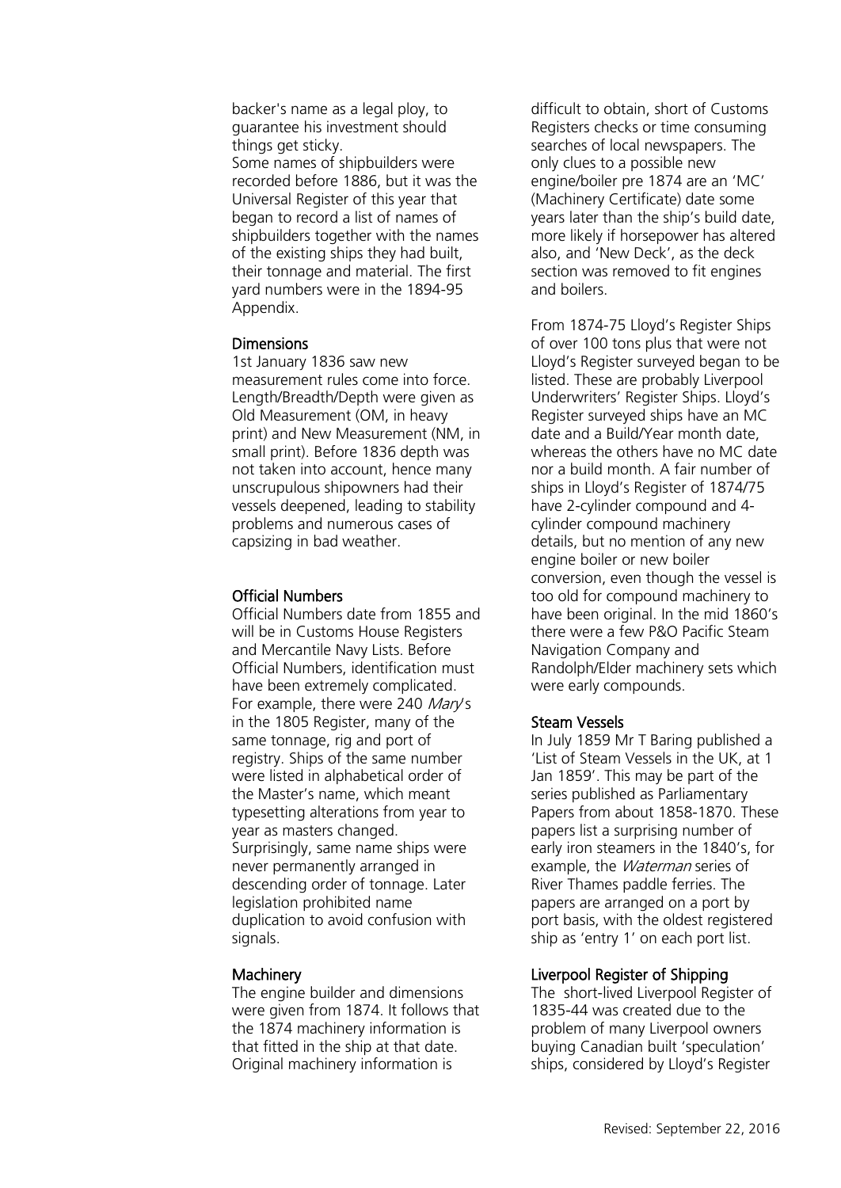backer's name as a legal ploy, to guarantee his investment should things get sticky.
Some names of shipbuilders were recorded before 1886, but it was the Universal Register of this year that began to record a list of names of shipbuilders together with the names of the existing ships they had built, their tonnage and material. The first yard numbers were in the 1894-95 Appendix.

### Dimensions

1st January 1836 saw new measurement rules come into force. Length/Breadth/Depth were given as Old Measurement (OM, in heavy print) and New Measurement (NM, in small print). Before 1836 depth was not taken into account, hence many unscrupulous shipowners had their vessels deepened, leading to stability problems and numerous cases of capsizing in bad weather.

### Official Numbers

Official Numbers date from 1855 and will be in Customs House Registers and Mercantile Navy Lists. Before Official Numbers, identification must have been extremely complicated. For example, there were 240 *Mary*'s in the 1805 Register, many of the same tonnage, rig and port of registry. Ships of the same number were listed in alphabetical order of the Master's name, which meant typesetting alterations from year to year as masters changed. Surprisingly, same name ships were never permanently arranged in descending order of tonnage. Later legislation prohibited name duplication to avoid confusion with signals.

### Machinery

The engine builder and dimensions were given from 1874. It follows that the 1874 machinery information is that fitted in the ship at that date. Original machinery information is difficult to obtain, short of Customs Registers checks or time consuming searches of local newspapers. The only clues to a possible new engine/boiler pre 1874 are an 'MC' (Machinery Certificate) date some years later than the ship's build date, more likely if horsepower has altered also, and 'New Deck', as the deck section was removed to fit engines and boilers.

From 1874-75 Lloyd's Register Ships of over 100 tons plus that were not Lloyd's Register surveyed began to be listed. These are probably Liverpool Underwriters' Register Ships. Lloyd's Register surveyed ships have an MC date and a Build/Year month date, whereas the others have no MC date nor a build month. A fair number of ships in Lloyd's Register of 1874/75 have 2-cylinder compound and 4-cylinder compound machinery details, but no mention of any new engine boiler or new boiler conversion, even though the vessel is too old for compound machinery to have been original. In the mid 1860's there were a few P&O Pacific Steam Navigation Company and Randolph/Elder machinery sets which were early compounds.

### Steam Vessels

In July 1859 Mr T Baring published a 'List of Steam Vessels in the UK, at 1 Jan 1859'. This may be part of the series published as Parliamentary Papers from about 1858-1870. These papers list a surprising number of early iron steamers in the 1840's, for example, the *Waterman* series of River Thames paddle ferries. The papers are arranged on a port by port basis, with the oldest registered ship as 'entry 1' on each port list.

### Liverpool Register of Shipping

The short-lived Liverpool Register of 1835-44 was created due to the problem of many Liverpool owners buying Canadian built 'speculation' ships, considered by Lloyd's Register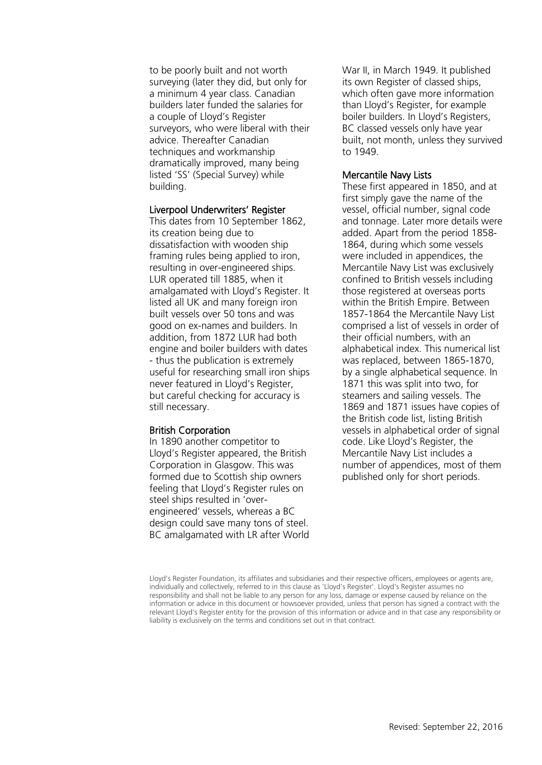to be poorly built and not worth surveying (later they did, but only for a minimum 4 year class. Canadian builders later funded the salaries for a couple of Lloyd's Register surveyors, who were liberal with their advice. Thereafter Canadian techniques and workmanship dramatically improved, many being listed 'SS' (Special Survey) while building.

### Liverpool Underwriters' Register

This dates from 10 September 1862, its creation being due to dissatisfaction with wooden ship framing rules being applied to iron, resulting in over-engineered ships. LUR operated till 1885, when it amalgamated with Lloyd's Register. It listed all UK and many foreign iron built vessels over 50 tons and was good on ex-names and builders. In addition, from 1872 LUR had both engine and boiler builders with dates - thus the publication is extremely useful for researching small iron ships never featured in Lloyd's Register, but careful checking for accuracy is still necessary.

### British Corporation

In 1890 another competitor to Lloyd's Register appeared, the British Corporation in Glasgow. This was formed due to Scottish ship owners feeling that Lloyd's Register rules on steel ships resulted in 'over-engineered' vessels, whereas a BC design could save many tons of steel. BC amalgamated with LR after World War II, in March 1949. It published its own Register of classed ships, which often gave more information than Lloyd's Register, for example boiler builders. In Lloyd's Registers, BC classed vessels only have year built, not month, unless they survived to 1949.

### Mercantile Navy Lists

These first appeared in 1850, and at first simply gave the name of the vessel, official number, signal code and tonnage. Later more details were added. Apart from the period 1858-1864, during which some vessels were included in appendices, the Mercantile Navy List was exclusively confined to British vessels including those registered at overseas ports within the British Empire. Between 1857-1864 the Mercantile Navy List comprised a list of vessels in order of their official numbers, with an alphabetical index. This numerical list was replaced, between 1865-1870, by a single alphabetical sequence. In 1871 this was split into two, for steamers and sailing vessels. The 1869 and 1871 issues have copies of the British code list, listing British vessels in alphabetical order of signal code. Like Lloyd's Register, the Mercantile Navy List includes a number of appendices, most of them published only for short periods.

Lloyd's Register Foundation, its affiliates and subsidiaries and their respective officers, employees or agents are, individually and collectively, referred to in this clause as 'Lloyd's Register'. Lloyd's Register assumes no responsibility and shall not be liable to any person for any loss, damage or expense caused by reliance on the information or advice in this document or howsoever provided, unless that person has signed a contract with the relevant Lloyd's Register entity for the provision of this information or advice and in that case any responsibility or liability is exclusively on the terms and conditions set out in that contract.

Revised: September 22, 2016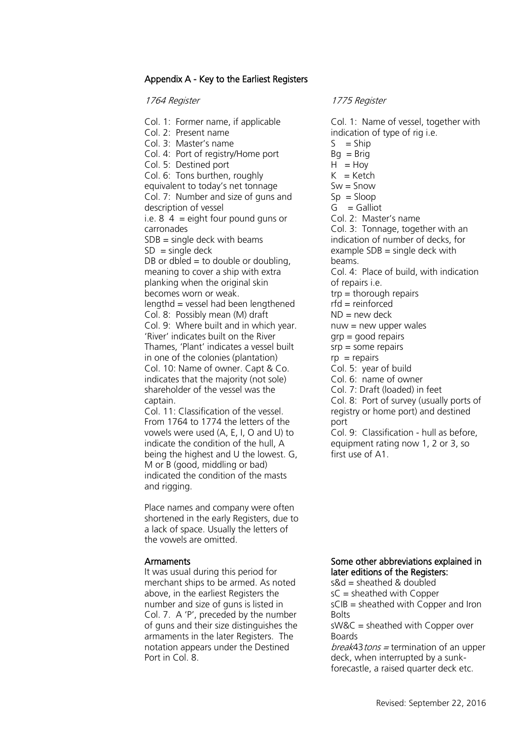## Appendix A - Key to the Earliest Registers

*1764 Register*

Col. 1: Former name, if applicable
Col. 2: Present name
Col. 3: Master's name
Col. 4: Port of registry/Home port
Col. 5: Destined port
Col. 6: Tons burthen, roughly equivalent to today's net tonnage
Col. 7: Number and size of guns and description of vessel
i.e. 8 4 = eight four pound guns or carronades
SDB = single deck with beams
SD = single deck
DB or dbled = to double or doubling, meaning to cover a ship with extra planking when the original skin becomes worn or weak.
lengthd = vessel had been lengthened
Col. 8: Possibly mean (M) draft
Col. 9: Where built and in which year. 'River' indicates built on the River Thames, 'Plant' indicates a vessel built in one of the colonies (plantation)
Col. 10: Name of owner. Capt & Co. indicates that the majority (not sole) shareholder of the vessel was the captain.
Col. 11: Classification of the vessel. From 1764 to 1774 the letters of the vowels were used (A, E, I, O and U) to indicate the condition of the hull, A being the highest and U the lowest. G, M or B (good, middling or bad) indicated the condition of the masts and rigging.

Place names and company were often shortened in the early Registers, due to a lack of space. Usually the letters of the vowels are omitted.

### Armaments

It was usual during this period for merchant ships to be armed. As noted above, in the earliest Registers the number and size of guns is listed in Col. 7. A 'P', preceded by the number of guns and their size distinguishes the armaments in the later Registers. The notation appears under the Destined Port in Col. 8.

*1775 Register*

Col. 1: Name of vessel, together with indication of type of rig i.e.
S = Ship
Bg = Brig
H = Hoy
K = Ketch
Sw = Snow
Sp = Sloop
G = Galliot
Col. 2: Master's name
Col. 3: Tonnage, together with an indication of number of decks, for example SDB = single deck with beams.
Col. 4: Place of build, with indication of repairs i.e.
trp = thorough repairs
rfd = reinforced
ND = new deck
nuw = new upper wales
grp = good repairs
srp = some repairs
rp = repairs
Col. 5: year of build
Col. 6: name of owner
Col. 7: Draft (loaded) in feet
Col. 8: Port of survey (usually ports of registry or home port) and destined port
Col. 9: Classification - hull as before, equipment rating now 1, 2 or 3, so first use of A1.

### Some other abbreviations explained in later editions of the Registers:

s&d = sheathed & doubled
sC = sheathed with Copper
sCIB = sheathed with Copper and Iron Bolts
sW&C = sheathed with Copper over Boards
*break43tons* = termination of an upper deck, when interrupted by a sunk-forecastle, a raised quarter deck etc.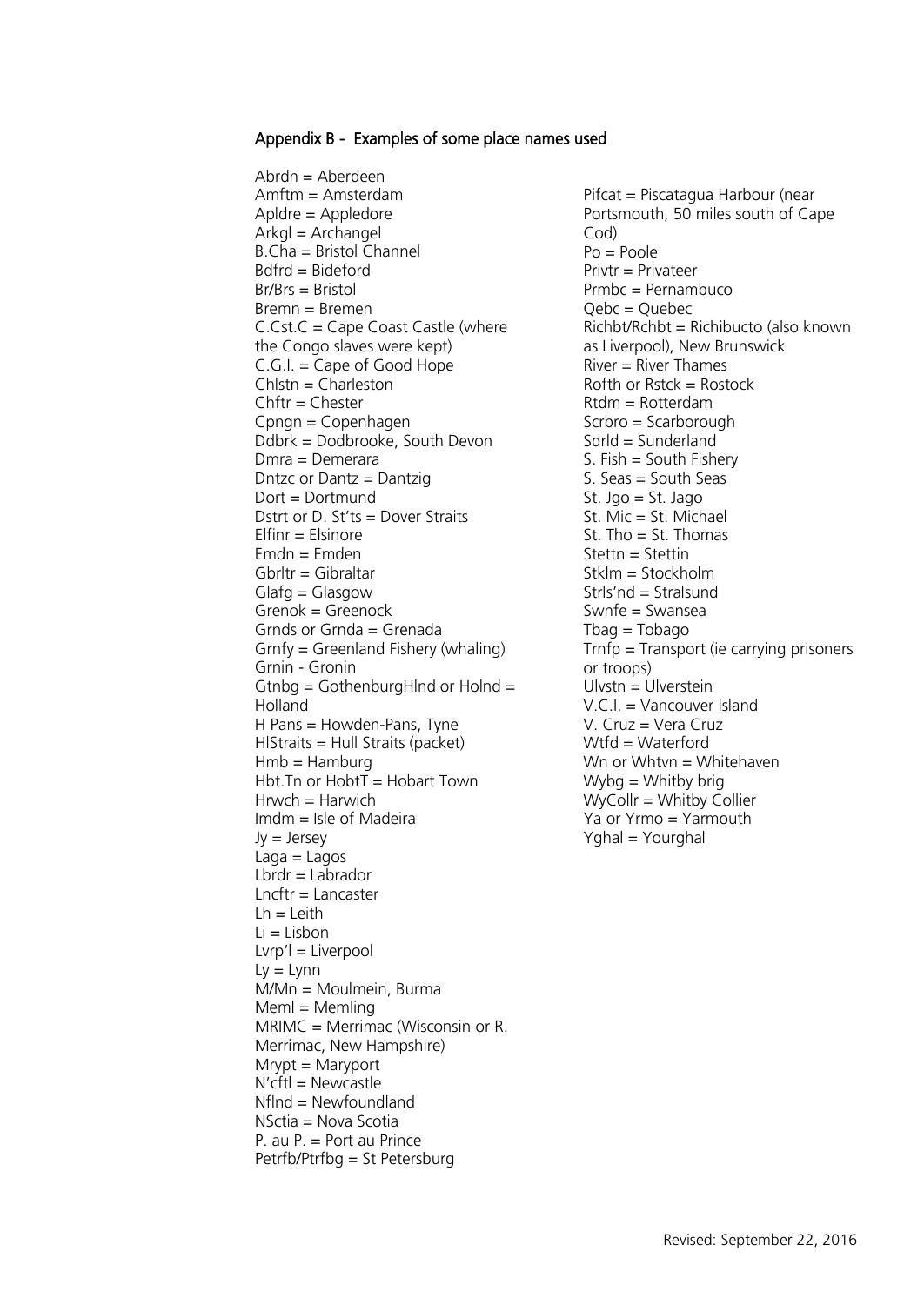## Appendix B - Examples of some place names used

Abrdn = Aberdeen
Amftm = Amsterdam
Apldre = Appledore
Arkgl = Archangel
B.Cha = Bristol Channel
Bdfrd = Bideford
Br/Brs = Bristol
Bremn = Bremen
C.Cst.C = Cape Coast Castle (where the Congo slaves were kept)
C.G.I. = Cape of Good Hope
Chlstn = Charleston
Chftr = Chester
Cpngn = Copenhagen
Ddbrk = Dodbrooke, South Devon
Dmra = Demerara
Dntzc or Dantz = Dantzig
Dort = Dortmund
Dstrt or D. St'ts = Dover Straits
Elfinr = Elsinore
Emdn = Emden
Gbrltr = Gibraltar
Glafg = Glasgow
Grenok = Greenock
Grnds or Grnda = Grenada
Grnfy = Greenland Fishery (whaling)
Grnin - Gronin
Gtnbg = GothenburgHlnd or Holnd = Holland
H Pans = Howden-Pans, Tyne
HlStraits = Hull Straits (packet)
Hmb = Hamburg
Hbt.Tn or HobtT = Hobart Town
Hrwch = Harwich
Imdm = Isle of Madeira
Jy = Jersey
Laga = Lagos
Lbrdr = Labrador
Lncftr = Lancaster
Lh = Leith
Li = Lisbon
Lvrp'l = Liverpool
Ly = Lynn
M/Mn = Moulmein, Burma
Meml = Memling
MRIMC = Merrimac (Wisconsin or R. Merrimac, New Hampshire)
Mrypt = Maryport
N'cftl = Newcastle
Nflnd = Newfoundland
NSctia = Nova Scotia
P. au P. = Port au Prince
Petrfb/Ptrfbg = St Petersburg
Pifcat = Piscatagua Harbour (near Portsmouth, 50 miles south of Cape Cod)
Po = Poole
Privtr = Privateer
Prmbc = Pernambuco
Qebc = Quebec
Richbt/Rchbt = Richibucto (also known as Liverpool), New Brunswick
River = River Thames
Rofth or Rstck = Rostock
Rtdm = Rotterdam
Scrbro = Scarborough
Sdrld = Sunderland
S. Fish = South Fishery
S. Seas = South Seas
St. Jgo = St. Jago
St. Mic = St. Michael
St. Tho = St. Thomas
Stettn = Stettin
Stklm = Stockholm
Strls'nd = Stralsund
Swnfe = Swansea
Tbag = Tobago
Trnfp = Transport (ie carrying prisoners or troops)
Ulvstn = Ulverstein
V.C.I. = Vancouver Island
V. Cruz = Vera Cruz
Wtfd = Waterford
Wn or Whtvn = Whitehaven
Wybg = Whitby brig
WyCollr = Whitby Collier
Ya or Yrmo = Yarmouth
Yghal = Yourghal

Revised: September 22, 2016